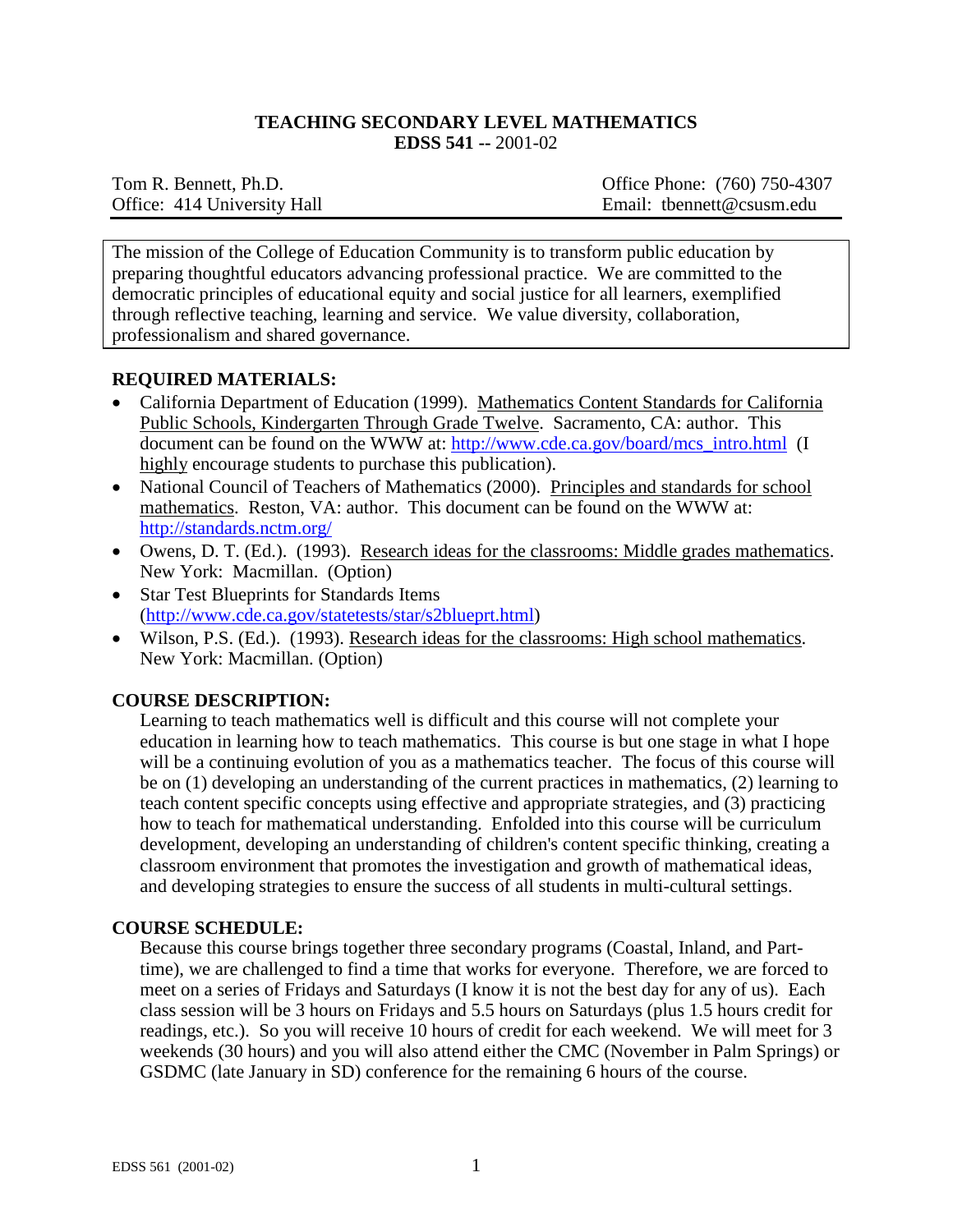# TEACHING SECONDARY LEVEL MATHEMATICS

**EDSS 541** -- 2001-02

| | |
|---|---|
| Tom R. Bennett, Ph.D. | Office Phone: (760) 750-4307 |
| Office: 414 University Hall | Email: tbennett@csusm.edu |

The mission of the College of Education Community is to transform public education by preparing thoughtful educators advancing professional practice. We are committed to the democratic principles of educational equity and social justice for all learners, exemplified through reflective teaching, learning and service. We value diversity, collaboration, professionalism and shared governance.

## REQUIRED MATERIALS:

- California Department of Education (1999). Mathematics Content Standards for California Public Schools, Kindergarten Through Grade Twelve. Sacramento, CA: author. This document can be found on the WWW at: http://www.cde.ca.gov/board/mcs_intro.html (I highly encourage students to purchase this publication).
- National Council of Teachers of Mathematics (2000). Principles and standards for school mathematics. Reston, VA: author. This document can be found on the WWW at: http://standards.nctm.org/
- Owens, D. T. (Ed.). (1993). Research ideas for the classrooms: Middle grades mathematics. New York: Macmillan. (Option)
- Star Test Blueprints for Standards Items (http://www.cde.ca.gov/statetests/star/s2blueprt.html)
- Wilson, P.S. (Ed.). (1993). Research ideas for the classrooms: High school mathematics. New York: Macmillan. (Option)

## COURSE DESCRIPTION:

Learning to teach mathematics well is difficult and this course will not complete your education in learning how to teach mathematics. This course is but one stage in what I hope will be a continuing evolution of you as a mathematics teacher. The focus of this course will be on (1) developing an understanding of the current practices in mathematics, (2) learning to teach content specific concepts using effective and appropriate strategies, and (3) practicing how to teach for mathematical understanding. Enfolded into this course will be curriculum development, developing an understanding of children's content specific thinking, creating a classroom environment that promotes the investigation and growth of mathematical ideas, and developing strategies to ensure the success of all students in multi-cultural settings.

## COURSE SCHEDULE:

Because this course brings together three secondary programs (Coastal, Inland, and Part-time), we are challenged to find a time that works for everyone. Therefore, we are forced to meet on a series of Fridays and Saturdays (I know it is not the best day for any of us). Each class session will be 3 hours on Fridays and 5.5 hours on Saturdays (plus 1.5 hours credit for readings, etc.). So you will receive 10 hours of credit for each weekend. We will meet for 3 weekends (30 hours) and you will also attend either the CMC (November in Palm Springs) or GSDMC (late January in SD) conference for the remaining 6 hours of the course.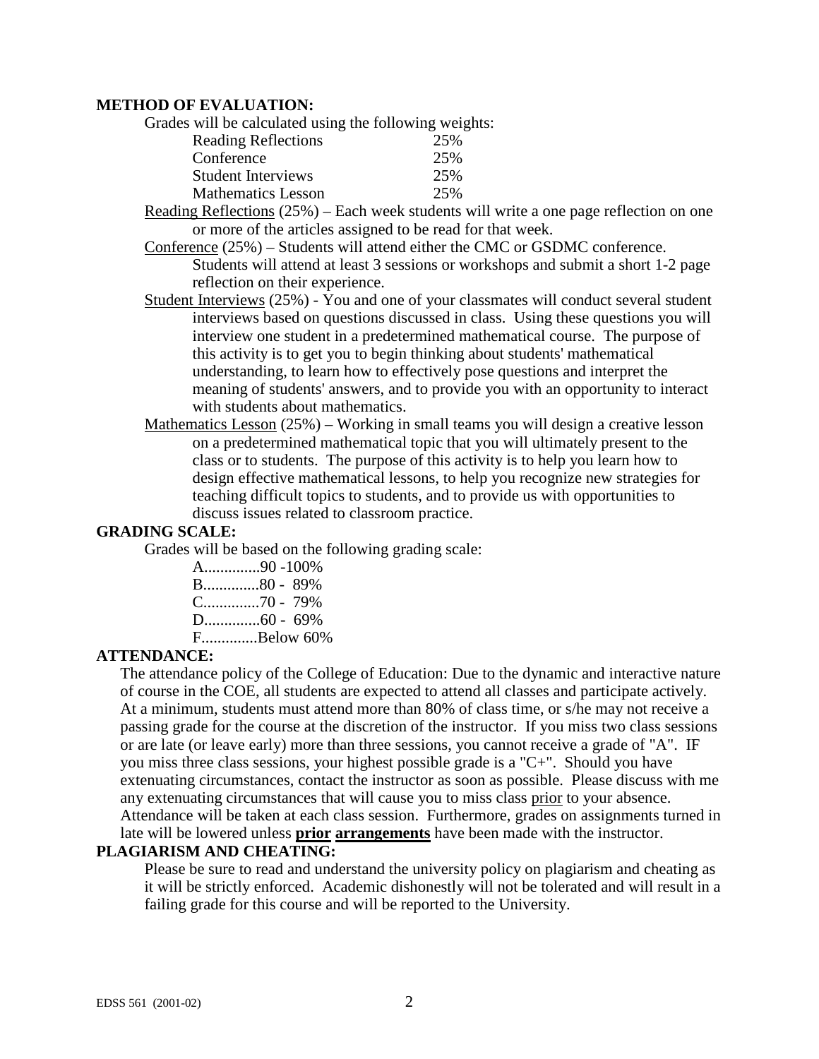## METHOD OF EVALUATION:

Grades will be calculated using the following weights:

| | |
|---|---|
| Reading Reflections | 25% |
| Conference | 25% |
| Student Interviews | 25% |
| Mathematics Lesson | 25% |

Reading Reflections (25%) – Each week students will write a one page reflection on one or more of the articles assigned to be read for that week.

Conference (25%) – Students will attend either the CMC or GSDMC conference. Students will attend at least 3 sessions or workshops and submit a short 1-2 page reflection on their experience.

Student Interviews (25%) - You and one of your classmates will conduct several student interviews based on questions discussed in class. Using these questions you will interview one student in a predetermined mathematical course. The purpose of this activity is to get you to begin thinking about students' mathematical understanding, to learn how to effectively pose questions and interpret the meaning of students' answers, and to provide you with an opportunity to interact with students about mathematics.

Mathematics Lesson (25%) – Working in small teams you will design a creative lesson on a predetermined mathematical topic that you will ultimately present to the class or to students. The purpose of this activity is to help you learn how to design effective mathematical lessons, to help you recognize new strategies for teaching difficult topics to students, and to provide us with opportunities to discuss issues related to classroom practice.

## GRADING SCALE:

Grades will be based on the following grading scale:

A..............90 -100%
B..............80 - 89%
C..............70 - 79%
D..............60 - 69%
F..............Below 60%

## ATTENDANCE:

The attendance policy of the College of Education: Due to the dynamic and interactive nature of course in the COE, all students are expected to attend all classes and participate actively. At a minimum, students must attend more than 80% of class time, or s/he may not receive a passing grade for the course at the discretion of the instructor. If you miss two class sessions or are late (or leave early) more than three sessions, you cannot receive a grade of "A". IF you miss three class sessions, your highest possible grade is a "C+". Should you have extenuating circumstances, contact the instructor as soon as possible. Please discuss with me any extenuating circumstances that will cause you to miss class prior to your absence. Attendance will be taken at each class session. Furthermore, grades on assignments turned in late will be lowered unless **prior arrangements** have been made with the instructor.

## PLAGIARISM AND CHEATING:

Please be sure to read and understand the university policy on plagiarism and cheating as it will be strictly enforced. Academic dishonestly will not be tolerated and will result in a failing grade for this course and will be reported to the University.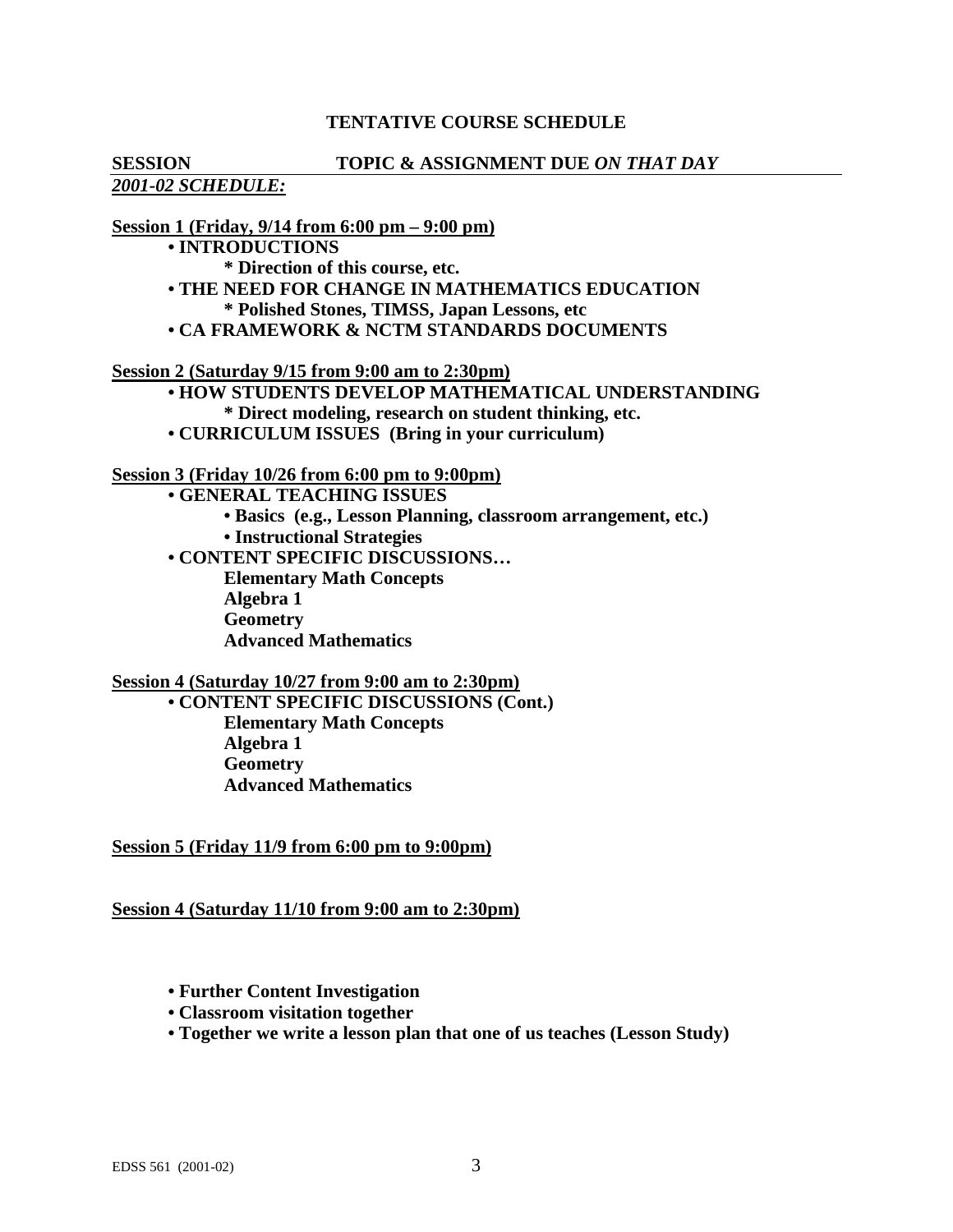**TENTATIVE COURSE SCHEDULE**

**SESSION** **TOPIC & ASSIGNMENT DUE *ON THAT DAY***

***2001-02 SCHEDULE:***

**Session 1 (Friday, 9/14 from 6:00 pm – 9:00 pm)**

- **INTRODUCTIONS**
  - **\* Direction of this course, etc.**
- **THE NEED FOR CHANGE IN MATHEMATICS EDUCATION**
  - **\* Polished Stones, TIMSS, Japan Lessons, etc**
- **CA FRAMEWORK & NCTM STANDARDS DOCUMENTS**

**Session 2 (Saturday 9/15 from 9:00 am to 2:30pm)**

- **HOW STUDENTS DEVELOP MATHEMATICAL UNDERSTANDING**
  - **\* Direct modeling, research on student thinking, etc.**
- **CURRICULUM ISSUES (Bring in your curriculum)**

**Session 3 (Friday 10/26 from 6:00 pm to 9:00pm)**

- **GENERAL TEACHING ISSUES**
  - **Basics (e.g., Lesson Planning, classroom arrangement, etc.)**
  - **Instructional Strategies**
- **CONTENT SPECIFIC DISCUSSIONS…**
  - **Elementary Math Concepts**
  - **Algebra 1**
  - **Geometry**
  - **Advanced Mathematics**

**Session 4 (Saturday 10/27 from 9:00 am to 2:30pm)**

- **CONTENT SPECIFIC DISCUSSIONS (Cont.)**
  - **Elementary Math Concepts**
  - **Algebra 1**
  - **Geometry**
  - **Advanced Mathematics**

**Session 5 (Friday 11/9 from 6:00 pm to 9:00pm)**

**Session 4 (Saturday 11/10 from 9:00 am to 2:30pm)**

- **Further Content Investigation**
- **Classroom visitation together**
- **Together we write a lesson plan that one of us teaches (Lesson Study)**